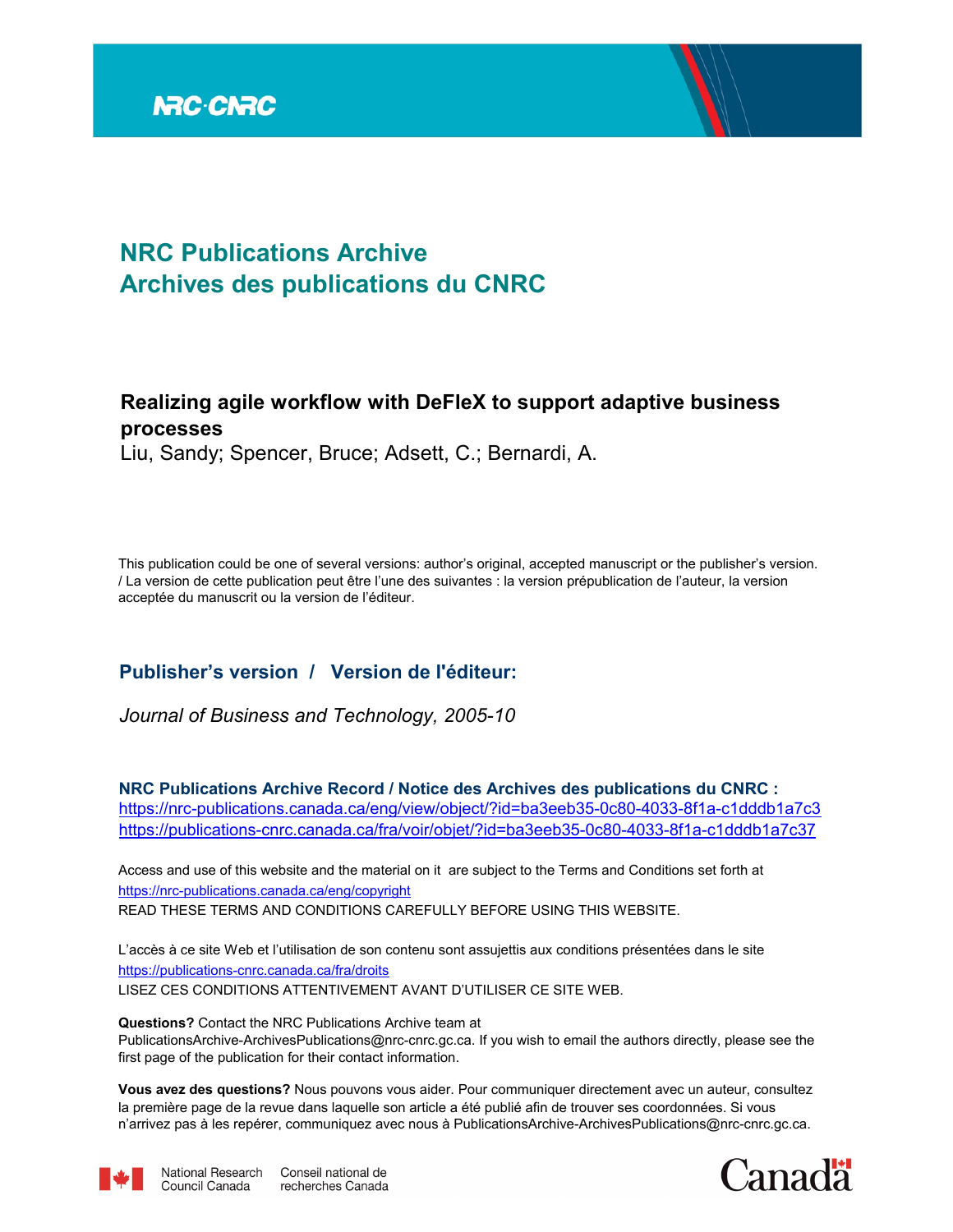NRC·CNRC

# NRC Publications Archive
# Archives des publications du CNRC

## Realizing agile workflow with DeFleX to support adaptive business processes

Liu, Sandy; Spencer, Bruce; Adsett, C.; Bernardi, A.

This publication could be one of several versions: author's original, accepted manuscript or the publisher's version. / La version de cette publication peut être l'une des suivantes : la version prépublication de l'auteur, la version acceptée du manuscrit ou la version de l'éditeur.

## Publisher's version / Version de l'éditeur:

*Journal of Business and Technology, 2005-10*

**NRC Publications Archive Record / Notice des Archives des publications du CNRC :**
https://nrc-publications.canada.ca/eng/view/object/?id=ba3eeb35-0c80-4033-8f1a-c1dddb1a7c3
https://publications-cnrc.canada.ca/fra/voir/objet/?id=ba3eeb35-0c80-4033-8f1a-c1dddb1a7c37

Access and use of this website and the material on it are subject to the Terms and Conditions set forth at
https://nrc-publications.canada.ca/eng/copyright
READ THESE TERMS AND CONDITIONS CAREFULLY BEFORE USING THIS WEBSITE.

L'accès à ce site Web et l'utilisation de son contenu sont assujettis aux conditions présentées dans le site
https://publications-cnrc.canada.ca/fra/droits
LISEZ CES CONDITIONS ATTENTIVEMENT AVANT D'UTILISER CE SITE WEB.

**Questions?** Contact the NRC Publications Archive team at
PublicationsArchive-ArchivesPublications@nrc-cnrc.gc.ca. If you wish to email the authors directly, please see the first page of the publication for their contact information.

**Vous avez des questions?** Nous pouvons vous aider. Pour communiquer directement avec un auteur, consultez la première page de la revue dans laquelle son article a été publié afin de trouver ses coordonnées. Si vous n'arrivez pas à les repérer, communiquez avec nous à PublicationsArchive-ArchivesPublications@nrc-cnrc.gc.ca.

National Research Council Canada | Conseil national de recherches Canada

Canada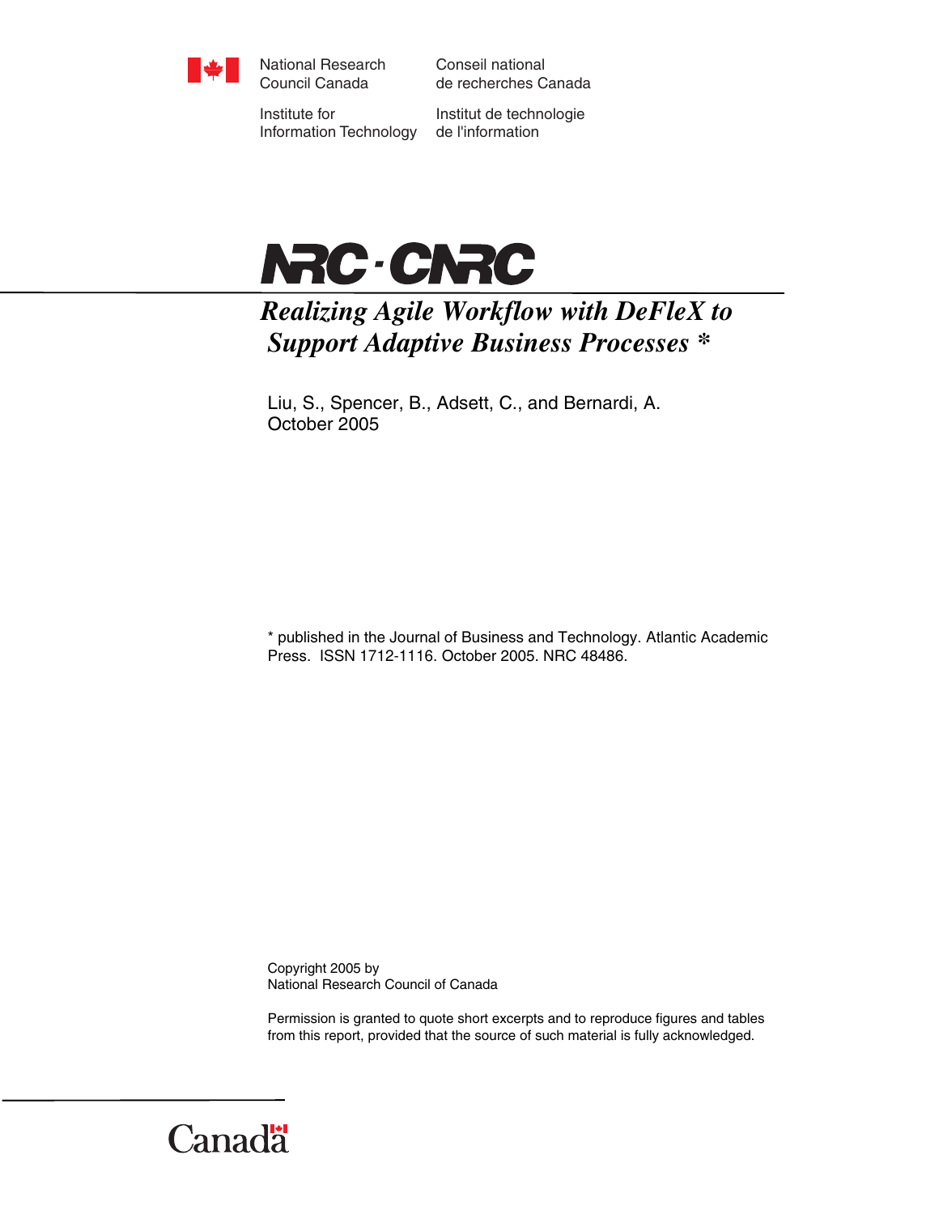National Research Council Canada

Conseil national de recherches Canada

Institute for Information Technology

Institut de technologie de l'information

NRC · CNRC

# *Realizing Agile Workflow with DeFleX to Support Adaptive Business Processes \**

Liu, S., Spencer, B., Adsett, C., and Bernardi, A.
October 2005

\* published in the Journal of Business and Technology. Atlantic Academic Press. ISSN 1712-1116. October 2005. NRC 48486.

Copyright 2005 by
National Research Council of Canada

Permission is granted to quote short excerpts and to reproduce figures and tables from this report, provided that the source of such material is fully acknowledged.

Canada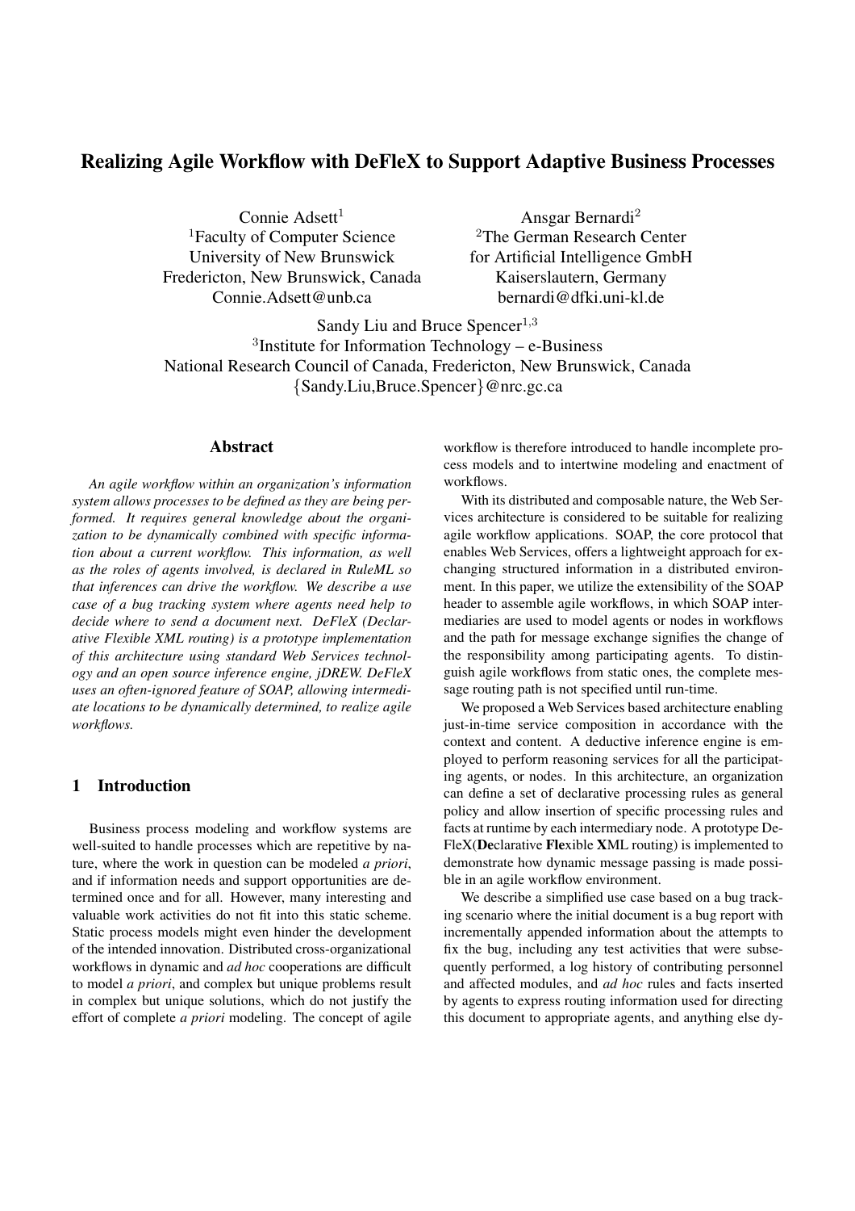#### Realizing Agile Workflow with DeFleX to Support Adaptive Business Processes

Connie Adsett[1]
[1]Faculty of Computer Science
University of New Brunswick
Fredericton, New Brunswick, Canada
Connie.Adsett@unb.ca

Ansgar Bernardi[2]
[2]The German Research Center
for Artificial Intelligence GmbH
Kaiserslautern, Germany
bernardi@dfki.uni-kl.de

Sandy Liu and Bruce Spencer[1,3]
[3]Institute for Information Technology – e-Business
National Research Council of Canada, Fredericton, New Brunswick, Canada
{Sandy.Liu,Bruce.Spencer}@nrc.gc.ca

## Abstract

*An agile workflow within an organization's information system allows processes to be defined as they are being performed. It requires general knowledge about the organization to be dynamically combined with specific information about a current workflow. This information, as well as the roles of agents involved, is declared in RuleML so that inferences can drive the workflow. We describe a use case of a bug tracking system where agents need help to decide where to send a document next. DeFleX (Declarative Flexible XML routing) is a prototype implementation of this architecture using standard Web Services technology and an open source inference engine, jDREW. DeFleX uses an often-ignored feature of SOAP, allowing intermediate locations to be dynamically determined, to realize agile workflows.*

## 1 Introduction

Business process modeling and workflow systems are well-suited to handle processes which are repetitive by nature, where the work in question can be modeled *a priori*, and if information needs and support opportunities are determined once and for all. However, many interesting and valuable work activities do not fit into this static scheme. Static process models might even hinder the development of the intended innovation. Distributed cross-organizational workflows in dynamic and *ad hoc* cooperations are difficult to model *a priori*, and complex but unique problems result in complex but unique solutions, which do not justify the effort of complete *a priori* modeling. The concept of agile workflow is therefore introduced to handle incomplete process models and to intertwine modeling and enactment of workflows.

With its distributed and composable nature, the Web Services architecture is considered to be suitable for realizing agile workflow applications. SOAP, the core protocol that enables Web Services, offers a lightweight approach for exchanging structured information in a distributed environment. In this paper, we utilize the extensibility of the SOAP header to assemble agile workflows, in which SOAP intermediaries are used to model agents or nodes in workflows and the path for message exchange signifies the change of the responsibility among participating agents. To distinguish agile workflows from static ones, the complete message routing path is not specified until run-time.

We proposed a Web Services based architecture enabling just-in-time service composition in accordance with the context and content. A deductive inference engine is employed to perform reasoning services for all the participating agents, or nodes. In this architecture, an organization can define a set of declarative processing rules as general policy and allow insertion of specific processing rules and facts at runtime by each intermediary node. A prototype DeFleX(**De**clarative **Fle**xible **X**ML routing) is implemented to demonstrate how dynamic message passing is made possible in an agile workflow environment.

We describe a simplified use case based on a bug tracking scenario where the initial document is a bug report with incrementally appended information about the attempts to fix the bug, including any test activities that were subsequently performed, a log history of contributing personnel and affected modules, and *ad hoc* rules and facts inserted by agents to express routing information used for directing this document to appropriate agents, and anything else dy-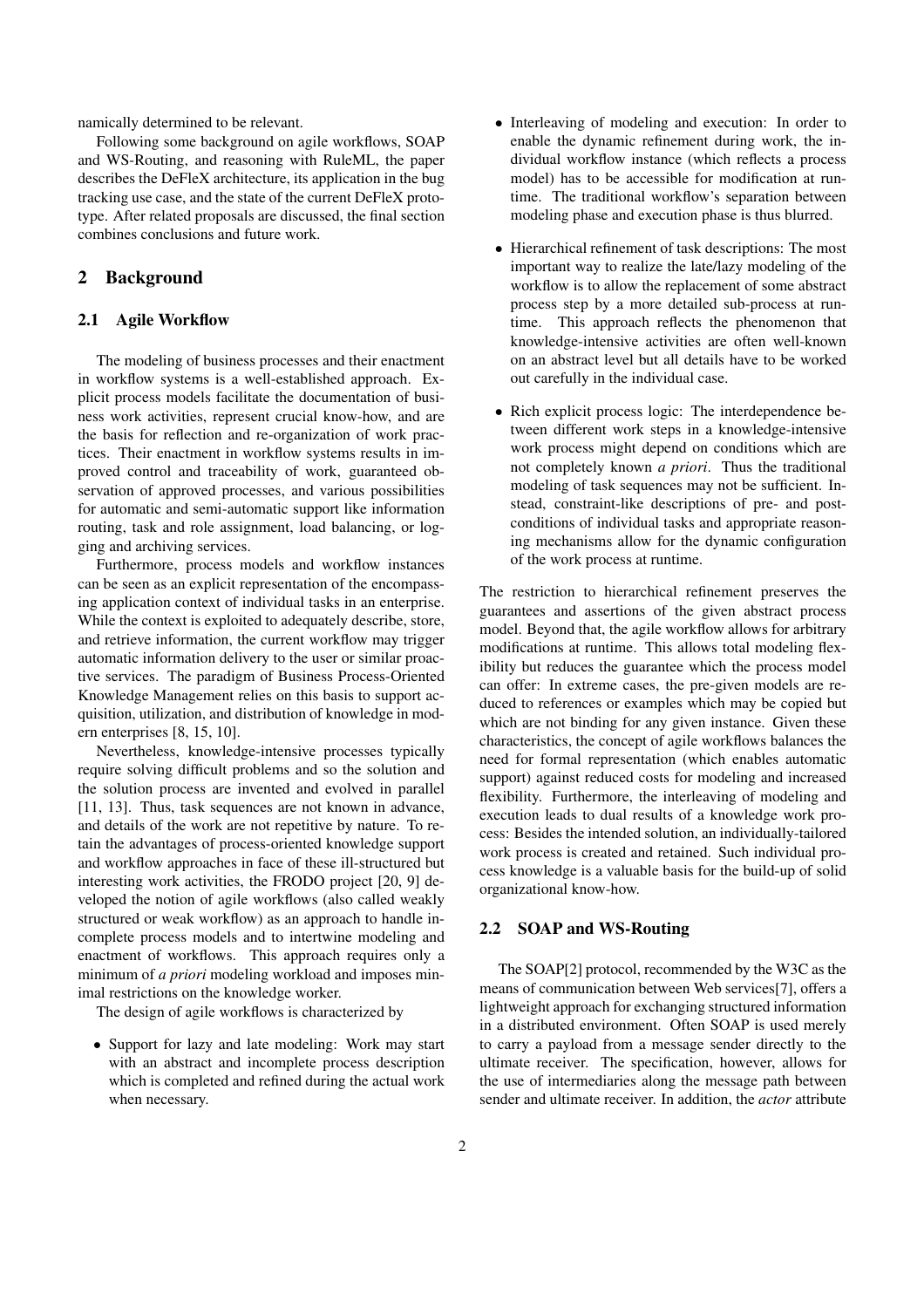namically determined to be relevant.

Following some background on agile workflows, SOAP and WS-Routing, and reasoning with RuleML, the paper describes the DeFleX architecture, its application in the bug tracking use case, and the state of the current DeFleX prototype. After related proposals are discussed, the final section combines conclusions and future work.

## 2 Background

### 2.1 Agile Workflow

The modeling of business processes and their enactment in workflow systems is a well-established approach. Explicit process models facilitate the documentation of business work activities, represent crucial know-how, and are the basis for reflection and re-organization of work practices. Their enactment in workflow systems results in improved control and traceability of work, guaranteed observation of approved processes, and various possibilities for automatic and semi-automatic support like information routing, task and role assignment, load balancing, or logging and archiving services.

Furthermore, process models and workflow instances can be seen as an explicit representation of the encompassing application context of individual tasks in an enterprise. While the context is exploited to adequately describe, store, and retrieve information, the current workflow may trigger automatic information delivery to the user or similar proactive services. The paradigm of Business Process-Oriented Knowledge Management relies on this basis to support acquisition, utilization, and distribution of knowledge in modern enterprises [8, 15, 10].

Nevertheless, knowledge-intensive processes typically require solving difficult problems and so the solution and the solution process are invented and evolved in parallel [11, 13]. Thus, task sequences are not known in advance, and details of the work are not repetitive by nature. To retain the advantages of process-oriented knowledge support and workflow approaches in face of these ill-structured but interesting work activities, the FRODO project [20, 9] developed the notion of agile workflows (also called weakly structured or weak workflow) as an approach to handle incomplete process models and to intertwine modeling and enactment of workflows. This approach requires only a minimum of *a priori* modeling workload and imposes minimal restrictions on the knowledge worker.

The design of agile workflows is characterized by

- Support for lazy and late modeling: Work may start with an abstract and incomplete process description which is completed and refined during the actual work when necessary.
- Interleaving of modeling and execution: In order to enable the dynamic refinement during work, the individual workflow instance (which reflects a process model) has to be accessible for modification at runtime. The traditional workflow's separation between modeling phase and execution phase is thus blurred.
- Hierarchical refinement of task descriptions: The most important way to realize the late/lazy modeling of the workflow is to allow the replacement of some abstract process step by a more detailed sub-process at runtime. This approach reflects the phenomenon that knowledge-intensive activities are often well-known on an abstract level but all details have to be worked out carefully in the individual case.
- Rich explicit process logic: The interdependence between different work steps in a knowledge-intensive work process might depend on conditions which are not completely known *a priori*. Thus the traditional modeling of task sequences may not be sufficient. Instead, constraint-like descriptions of pre- and postconditions of individual tasks and appropriate reasoning mechanisms allow for the dynamic configuration of the work process at runtime.

The restriction to hierarchical refinement preserves the guarantees and assertions of the given abstract process model. Beyond that, the agile workflow allows for arbitrary modifications at runtime. This allows total modeling flexibility but reduces the guarantee which the process model can offer: In extreme cases, the pre-given models are reduced to references or examples which may be copied but which are not binding for any given instance. Given these characteristics, the concept of agile workflows balances the need for formal representation (which enables automatic support) against reduced costs for modeling and increased flexibility. Furthermore, the interleaving of modeling and execution leads to dual results of a knowledge work process: Besides the intended solution, an individually-tailored work process is created and retained. Such individual process knowledge is a valuable basis for the build-up of solid organizational know-how.

### 2.2 SOAP and WS-Routing

The SOAP[2] protocol, recommended by the W3C as the means of communication between Web services[7], offers a lightweight approach for exchanging structured information in a distributed environment. Often SOAP is used merely to carry a payload from a message sender directly to the ultimate receiver. The specification, however, allows for the use of intermediaries along the message path between sender and ultimate receiver. In addition, the *actor* attribute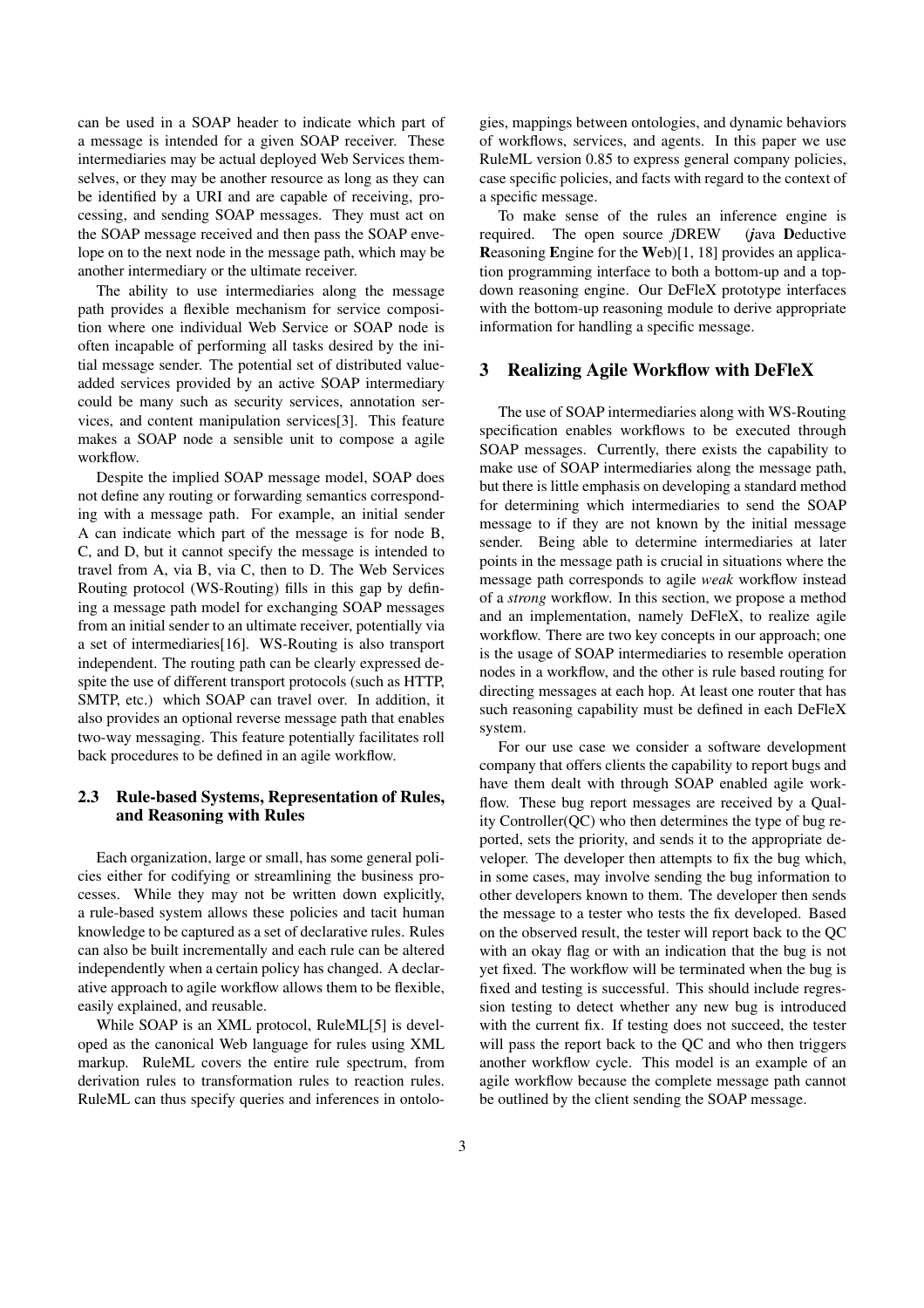can be used in a SOAP header to indicate which part of a message is intended for a given SOAP receiver. These intermediaries may be actual deployed Web Services themselves, or they may be another resource as long as they can be identified by a URI and are capable of receiving, processing, and sending SOAP messages. They must act on the SOAP message received and then pass the SOAP envelope on to the next node in the message path, which may be another intermediary or the ultimate receiver.

The ability to use intermediaries along the message path provides a flexible mechanism for service composition where one individual Web Service or SOAP node is often incapable of performing all tasks desired by the initial message sender. The potential set of distributed value-added services provided by an active SOAP intermediary could be many such as security services, annotation services, and content manipulation services[3]. This feature makes a SOAP node a sensible unit to compose a agile workflow.

Despite the implied SOAP message model, SOAP does not define any routing or forwarding semantics corresponding with a message path. For example, an initial sender A can indicate which part of the message is for node B, C, and D, but it cannot specify the message is intended to travel from A, via B, via C, then to D. The Web Services Routing protocol (WS-Routing) fills in this gap by defining a message path model for exchanging SOAP messages from an initial sender to an ultimate receiver, potentially via a set of intermediaries[16]. WS-Routing is also transport independent. The routing path can be clearly expressed despite the use of different transport protocols (such as HTTP, SMTP, etc.) which SOAP can travel over. In addition, it also provides an optional reverse message path that enables two-way messaging. This feature potentially facilitates roll back procedures to be defined in an agile workflow.

### 2.3 Rule-based Systems, Representation of Rules, and Reasoning with Rules

Each organization, large or small, has some general policies either for codifying or streamlining the business processes. While they may not be written down explicitly, a rule-based system allows these policies and tacit human knowledge to be captured as a set of declarative rules. Rules can also be built incrementally and each rule can be altered independently when a certain policy has changed. A declarative approach to agile workflow allows them to be flexible, easily explained, and reusable.

While SOAP is an XML protocol, RuleML[5] is developed as the canonical Web language for rules using XML markup. RuleML covers the entire rule spectrum, from derivation rules to transformation rules to reaction rules. RuleML can thus specify queries and inferences in ontologies, mappings between ontologies, and dynamic behaviors of workflows, services, and agents. In this paper we use RuleML version 0.85 to express general company policies, case specific policies, and facts with regard to the context of a specific message.

To make sense of the rules an inference engine is required. The open source *j*DREW (*j*ava **D**eductive **R**easoning **E**ngine for the **W**eb)[1, 18] provides an application programming interface to both a bottom-up and a top-down reasoning engine. Our DeFleX prototype interfaces with the bottom-up reasoning module to derive appropriate information for handling a specific message.

## 3 Realizing Agile Workflow with DeFleX

The use of SOAP intermediaries along with WS-Routing specification enables workflows to be executed through SOAP messages. Currently, there exists the capability to make use of SOAP intermediaries along the message path, but there is little emphasis on developing a standard method for determining which intermediaries to send the SOAP message to if they are not known by the initial message sender. Being able to determine intermediaries at later points in the message path is crucial in situations where the message path corresponds to agile *weak* workflow instead of a *strong* workflow. In this section, we propose a method and an implementation, namely DeFleX, to realize agile workflow. There are two key concepts in our approach; one is the usage of SOAP intermediaries to resemble operation nodes in a workflow, and the other is rule based routing for directing messages at each hop. At least one router that has such reasoning capability must be defined in each DeFleX system.

For our use case we consider a software development company that offers clients the capability to report bugs and have them dealt with through SOAP enabled agile workflow. These bug report messages are received by a Quality Controller(QC) who then determines the type of bug reported, sets the priority, and sends it to the appropriate developer. The developer then attempts to fix the bug which, in some cases, may involve sending the bug information to other developers known to them. The developer then sends the message to a tester who tests the fix developed. Based on the observed result, the tester will report back to the QC with an okay flag or with an indication that the bug is not yet fixed. The workflow will be terminated when the bug is fixed and testing is successful. This should include regression testing to detect whether any new bug is introduced with the current fix. If testing does not succeed, the tester will pass the report back to the QC and who then triggers another workflow cycle. This model is an example of an agile workflow because the complete message path cannot be outlined by the client sending the SOAP message.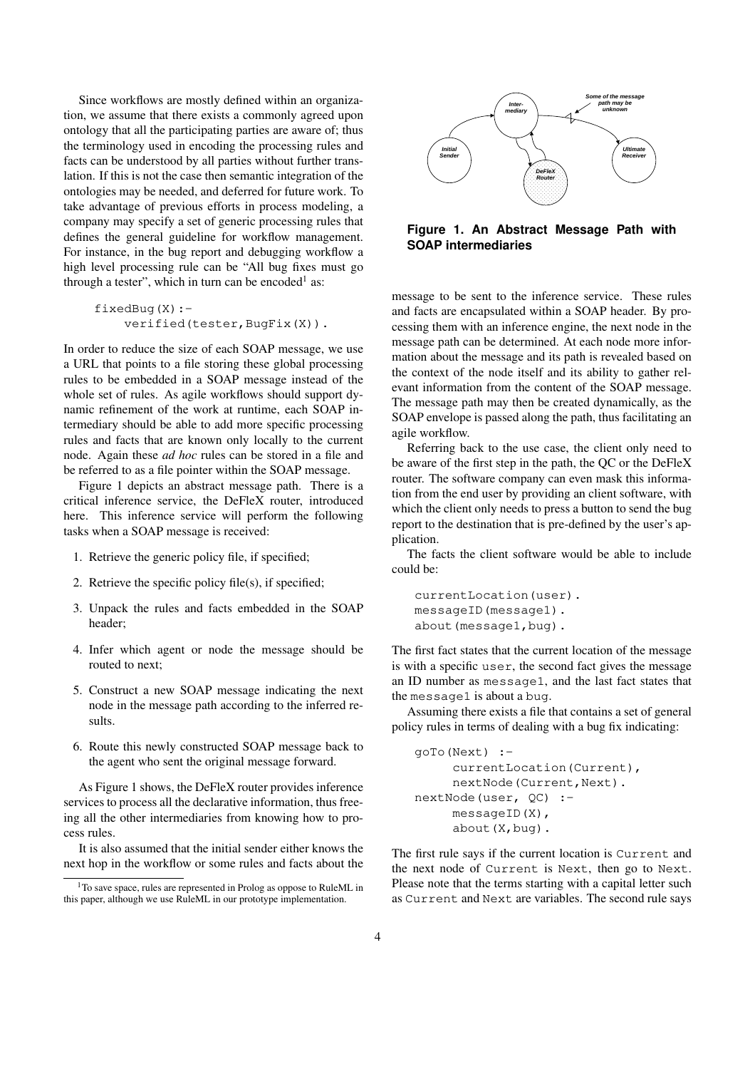Since workflows are mostly defined within an organization, we assume that there exists a commonly agreed upon ontology that all the participating parties are aware of; thus the terminology used in encoding the processing rules and facts can be understood by all parties without further translation. If this is not the case then semantic integration of the ontologies may be needed, and deferred for future work. To take advantage of previous efforts in process modeling, a company may specify a set of generic processing rules that defines the general guideline for workflow management. For instance, in the bug report and debugging workflow a high level processing rule can be "All bug fixes must go through a tester", which in turn can be encoded[1] as:

```
fixedBug(X):-
    verified(tester,BugFix(X)).
```

In order to reduce the size of each SOAP message, we use a URL that points to a file storing these global processing rules to be embedded in a SOAP message instead of the whole set of rules. As agile workflows should support dynamic refinement of the work at runtime, each SOAP intermediary should be able to add more specific processing rules and facts that are known only locally to the current node. Again these *ad hoc* rules can be stored in a file and be referred to as a file pointer within the SOAP message.

Figure 1 depicts an abstract message path. There is a critical inference service, the DeFleX router, introduced here. This inference service will perform the following tasks when a SOAP message is received:

1. Retrieve the generic policy file, if specified;
2. Retrieve the specific policy file(s), if specified;
3. Unpack the rules and facts embedded in the SOAP header;
4. Infer which agent or node the message should be routed to next;
5. Construct a new SOAP message indicating the next node in the message path according to the inferred results.
6. Route this newly constructed SOAP message back to the agent who sent the original message forward.

As Figure 1 shows, the DeFleX router provides inference services to process all the declarative information, thus freeing all the other intermediaries from knowing how to process rules.

It is also assumed that the initial sender either knows the next hop in the workflow or some rules and facts about the

**Figure 1. An Abstract Message Path with SOAP intermediaries**

message to be sent to the inference service. These rules and facts are encapsulated within a SOAP header. By processing them with an inference engine, the next node in the message path can be determined. At each node more information about the message and its path is revealed based on the context of the node itself and its ability to gather relevant information from the content of the SOAP message. The message path may then be created dynamically, as the SOAP envelope is passed along the path, thus facilitating an agile workflow.

Referring back to the use case, the client only need to be aware of the first step in the path, the QC or the DeFleX router. The software company can even mask this information from the end user by providing an client software, with which the client only needs to press a button to send the bug report to the destination that is pre-defined by the user's application.

The facts the client software would be able to include could be:

```
currentLocation(user).
messageID(message1).
about(message1,bug).
```

The first fact states that the current location of the message is with a specific `user`, the second fact gives the message an ID number as `message1`, and the last fact states that the `message1` is about a `bug`.

Assuming there exists a file that contains a set of general policy rules in terms of dealing with a bug fix indicating:

```
goTo(Next) :-
    currentLocation(Current),
    nextNode(Current,Next).
nextNode(user, QC) :-
    messageID(X),
    about(X,bug).
```

The first rule says if the current location is `Current` and the next node of `Current` is `Next`, then go to `Next`. Please note that the terms starting with a capital letter such as `Current` and `Next` are variables. The second rule says

[1] To save space, rules are represented in Prolog as oppose to RuleML in this paper, although we use RuleML in our prototype implementation.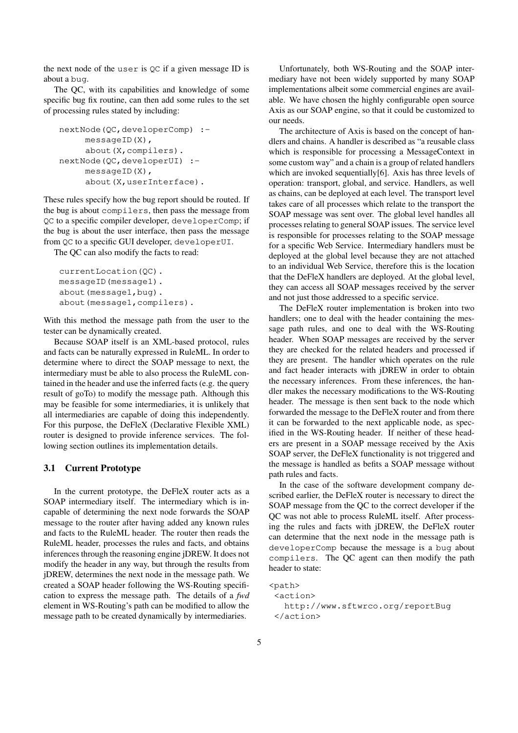the next node of the user is QC if a given message ID is about a bug.

The QC, with its capabilities and knowledge of some specific bug fix routine, can then add some rules to the set of processing rules stated by including:

```
nextNode(QC,developerComp) :-
     messageID(X),
     about(X,compilers).
nextNode(QC,developerUI) :-
     messageID(X),
     about(X,userInterface).
```

These rules specify how the bug report should be routed. If the bug is about compilers, then pass the message from QC to a specific compiler developer, developerComp; if the bug is about the user interface, then pass the message from QC to a specific GUI developer, developerUI.

The QC can also modify the facts to read:

```
currentLocation(QC).
messageID(message1).
about(message1,bug).
about(message1,compilers).
```

With this method the message path from the user to the tester can be dynamically created.

Because SOAP itself is an XML-based protocol, rules and facts can be naturally expressed in RuleML. In order to determine where to direct the SOAP message to next, the intermediary must be able to also process the RuleML contained in the header and use the inferred facts (e.g. the query result of goTo) to modify the message path. Although this may be feasible for some intermediaries, it is unlikely that all intermediaries are capable of doing this independently. For this purpose, the DeFleX (Declarative Flexible XML) router is designed to provide inference services. The following section outlines its implementation details.

### 3.1 Current Prototype

In the current prototype, the DeFleX router acts as a SOAP intermediary itself. The intermediary which is incapable of determining the next node forwards the SOAP message to the router after having added any known rules and facts to the RuleML header. The router then reads the RuleML header, processes the rules and facts, and obtains inferences through the reasoning engine jDREW. It does not modify the header in any way, but through the results from jDREW, determines the next node in the message path. We created a SOAP header following the WS-Routing specification to express the message path. The details of a *fwd* element in WS-Routing's path can be modified to allow the message path to be created dynamically by intermediaries.

Unfortunately, both WS-Routing and the SOAP intermediary have not been widely supported by many SOAP implementations albeit some commercial engines are available. We have chosen the highly configurable open source Axis as our SOAP engine, so that it could be customized to our needs.

The architecture of Axis is based on the concept of handlers and chains. A handler is described as "a reusable class which is responsible for processing a MessageContext in some custom way" and a chain is a group of related handlers which are invoked sequentially[6]. Axis has three levels of operation: transport, global, and service. Handlers, as well as chains, can be deployed at each level. The transport level takes care of all processes which relate to the transport the SOAP message was sent over. The global level handles all processes relating to general SOAP issues. The service level is responsible for processes relating to the SOAP message for a specific Web Service. Intermediary handlers must be deployed at the global level because they are not attached to an individual Web Service, therefore this is the location that the DeFleX handlers are deployed. At the global level, they can access all SOAP messages received by the server and not just those addressed to a specific service.

The DeFleX router implementation is broken into two handlers; one to deal with the header containing the message path rules, and one to deal with the WS-Routing header. When SOAP messages are received by the server they are checked for the related headers and processed if they are present. The handler which operates on the rule and fact header interacts with jDREW in order to obtain the necessary inferences. From these inferences, the handler makes the necessary modifications to the WS-Routing header. The message is then sent back to the node which forwarded the message to the DeFleX router and from there it can be forwarded to the next applicable node, as specified in the WS-Routing header. If neither of these headers are present in a SOAP message received by the Axis SOAP server, the DeFleX functionality is not triggered and the message is handled as befits a SOAP message without path rules and facts.

In the case of the software development company described earlier, the DeFleX router is necessary to direct the SOAP message from the QC to the correct developer if the QC was not able to process RuleML itself. After processing the rules and facts with jDREW, the DeFleX router can determine that the next node in the message path is developerComp because the message is a bug about compilers. The QC agent can then modify the path header to state:

```
<path>
 <action>
   http://www.sftwrco.org/reportBug
 </action>
```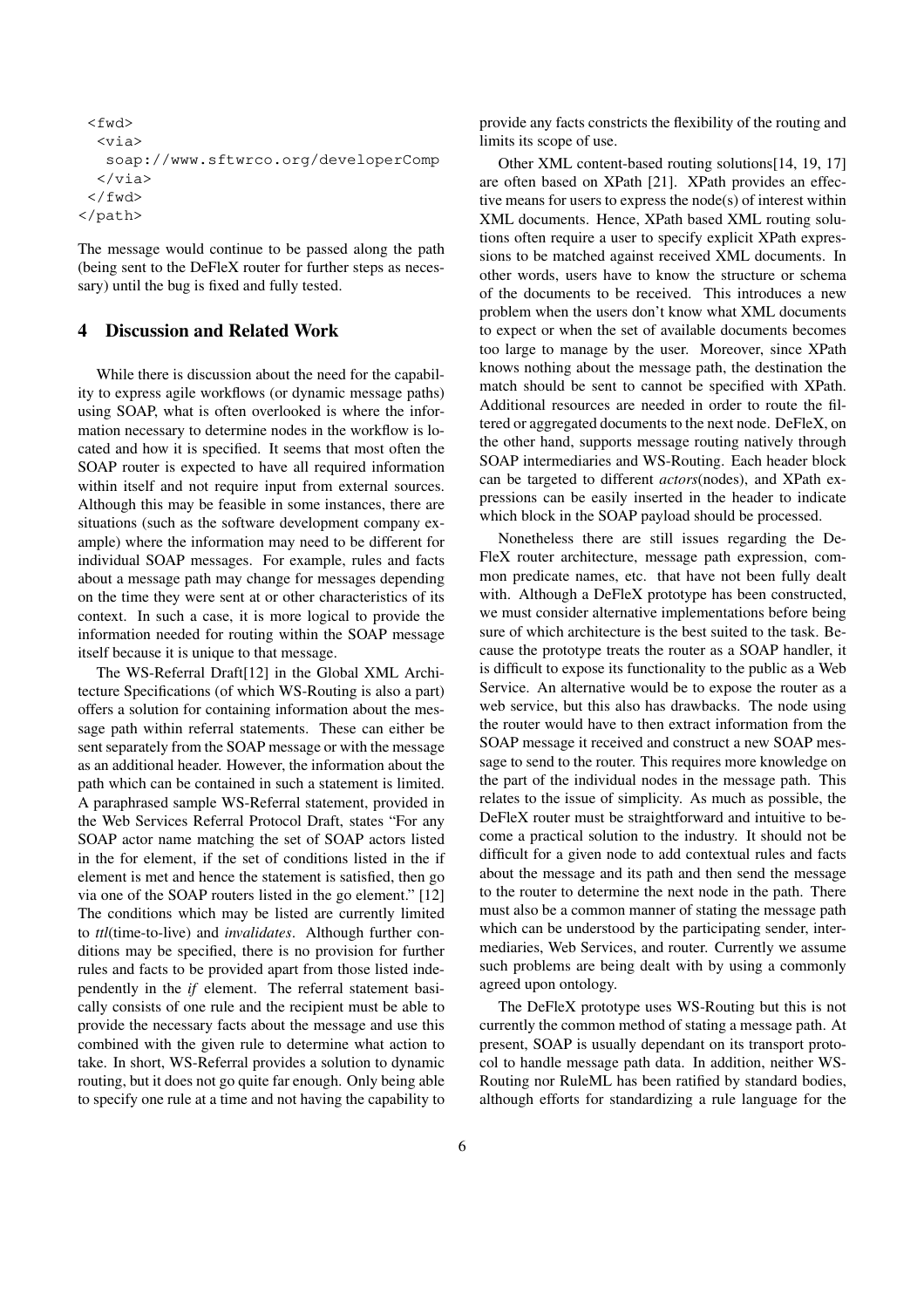```
 <fwd>
  <via>
   soap://www.sftwrco.org/developerComp
  </via>
 </fwd>
</path>
```

The message would continue to be passed along the path (being sent to the DeFleX router for further steps as necessary) until the bug is fixed and fully tested.

## 4 Discussion and Related Work

While there is discussion about the need for the capability to express agile workflows (or dynamic message paths) using SOAP, what is often overlooked is where the information necessary to determine nodes in the workflow is located and how it is specified. It seems that most often the SOAP router is expected to have all required information within itself and not require input from external sources. Although this may be feasible in some instances, there are situations (such as the software development company example) where the information may need to be different for individual SOAP messages. For example, rules and facts about a message path may change for messages depending on the time they were sent at or other characteristics of its context. In such a case, it is more logical to provide the information needed for routing within the SOAP message itself because it is unique to that message.

The WS-Referral Draft[12] in the Global XML Architecture Specifications (of which WS-Routing is also a part) offers a solution for containing information about the message path within referral statements. These can either be sent separately from the SOAP message or with the message as an additional header. However, the information about the path which can be contained in such a statement is limited. A paraphrased sample WS-Referral statement, provided in the Web Services Referral Protocol Draft, states "For any SOAP actor name matching the set of SOAP actors listed in the for element, if the set of conditions listed in the if element is met and hence the statement is satisfied, then go via one of the SOAP routers listed in the go element." [12] The conditions which may be listed are currently limited to *ttl*(time-to-live) and *invalidates*. Although further conditions may be specified, there is no provision for further rules and facts to be provided apart from those listed independently in the *if* element. The referral statement basically consists of one rule and the recipient must be able to provide the necessary facts about the message and use this combined with the given rule to determine what action to take. In short, WS-Referral provides a solution to dynamic routing, but it does not go quite far enough. Only being able to specify one rule at a time and not having the capability to provide any facts constricts the flexibility of the routing and limits its scope of use.

Other XML content-based routing solutions[14, 19, 17] are often based on XPath [21]. XPath provides an effective means for users to express the node(s) of interest within XML documents. Hence, XPath based XML routing solutions often require a user to specify explicit XPath expressions to be matched against received XML documents. In other words, users have to know the structure or schema of the documents to be received. This introduces a new problem when the users don't know what XML documents to expect or when the set of available documents becomes too large to manage by the user. Moreover, since XPath knows nothing about the message path, the destination the match should be sent to cannot be specified with XPath. Additional resources are needed in order to route the filtered or aggregated documents to the next node. DeFleX, on the other hand, supports message routing natively through SOAP intermediaries and WS-Routing. Each header block can be targeted to different *actors*(nodes), and XPath expressions can be easily inserted in the header to indicate which block in the SOAP payload should be processed.

Nonetheless there are still issues regarding the DeFleX router architecture, message path expression, common predicate names, etc. that have not been fully dealt with. Although a DeFleX prototype has been constructed, we must consider alternative implementations before being sure of which architecture is the best suited to the task. Because the prototype treats the router as a SOAP handler, it is difficult to expose its functionality to the public as a Web Service. An alternative would be to expose the router as a web service, but this also has drawbacks. The node using the router would have to then extract information from the SOAP message it received and construct a new SOAP message to send to the router. This requires more knowledge on the part of the individual nodes in the message path. This relates to the issue of simplicity. As much as possible, the DeFleX router must be straightforward and intuitive to become a practical solution to the industry. It should not be difficult for a given node to add contextual rules and facts about the message and its path and then send the message to the router to determine the next node in the path. There must also be a common manner of stating the message path which can be understood by the participating sender, intermediaries, Web Services, and router. Currently we assume such problems are being dealt with by using a commonly agreed upon ontology.

The DeFleX prototype uses WS-Routing but this is not currently the common method of stating a message path. At present, SOAP is usually dependant on its transport protocol to handle message path data. In addition, neither WS-Routing nor RuleML has been ratified by standard bodies, although efforts for standardizing a rule language for the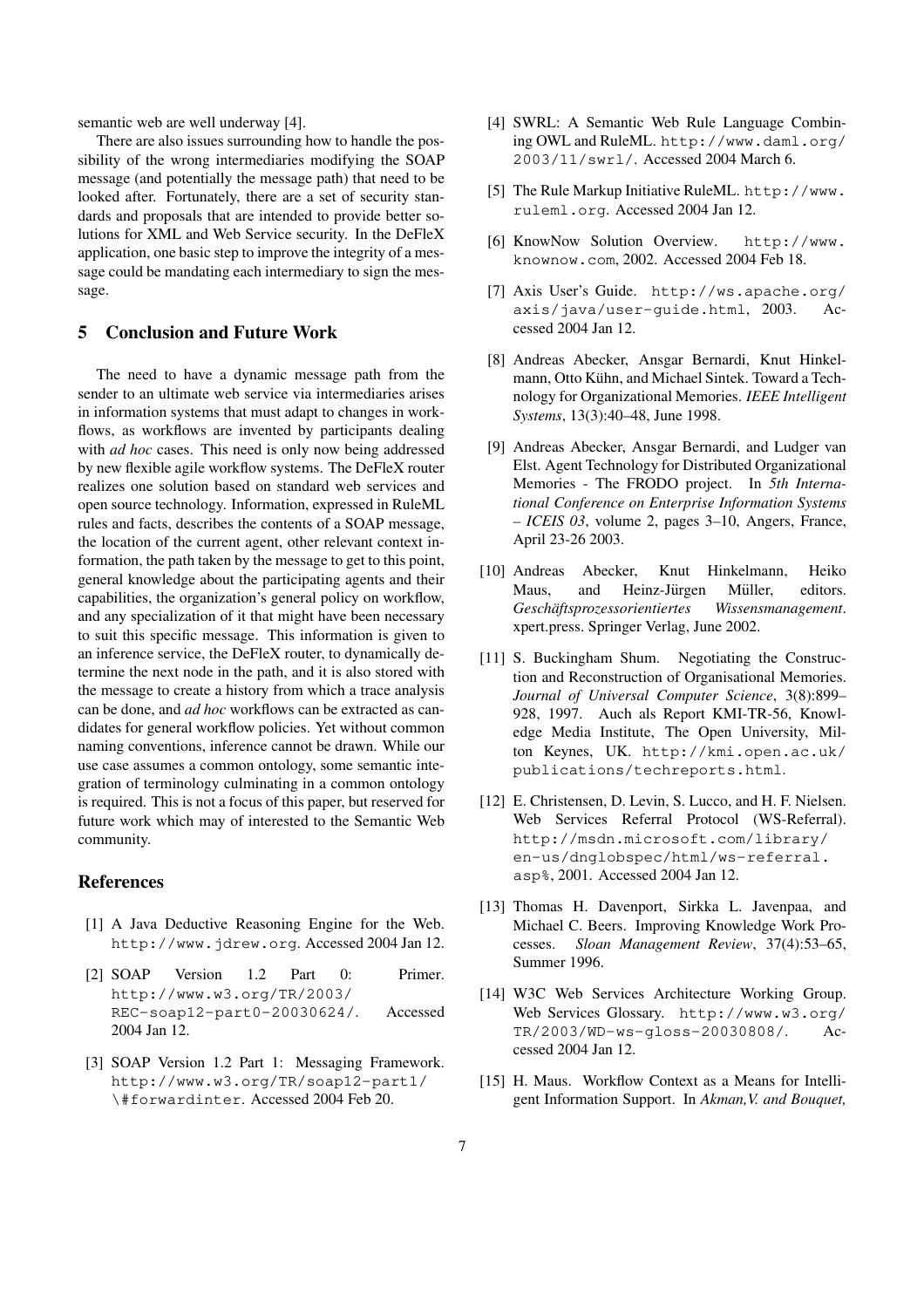semantic web are well underway [4].

There are also issues surrounding how to handle the possibility of the wrong intermediaries modifying the SOAP message (and potentially the message path) that need to be looked after. Fortunately, there are a set of security standards and proposals that are intended to provide better solutions for XML and Web Service security. In the DeFleX application, one basic step to improve the integrity of a message could be mandating each intermediary to sign the message.

## 5 Conclusion and Future Work

The need to have a dynamic message path from the sender to an ultimate web service via intermediaries arises in information systems that must adapt to changes in workflows, as workflows are invented by participants dealing with *ad hoc* cases. This need is only now being addressed by new flexible agile workflow systems. The DeFleX router realizes one solution based on standard web services and open source technology. Information, expressed in RuleML rules and facts, describes the contents of a SOAP message, the location of the current agent, other relevant context information, the path taken by the message to get to this point, general knowledge about the participating agents and their capabilities, the organization's general policy on workflow, and any specialization of it that might have been necessary to suit this specific message. This information is given to an inference service, the DeFleX router, to dynamically determine the next node in the path, and it is also stored with the message to create a history from which a trace analysis can be done, and *ad hoc* workflows can be extracted as candidates for general workflow policies. Yet without common naming conventions, inference cannot be drawn. While our use case assumes a common ontology, some semantic integration of terminology culminating in a common ontology is required. This is not a focus of this paper, but reserved for future work which may of interested to the Semantic Web community.

## References

[1] A Java Deductive Reasoning Engine for the Web. http://www.jdrew.org. Accessed 2004 Jan 12.

[2] SOAP Version 1.2 Part 0: Primer. http://www.w3.org/TR/2003/REC-soap12-part0-20030624/. Accessed 2004 Jan 12.

[3] SOAP Version 1.2 Part 1: Messaging Framework. http://www.w3.org/TR/soap12-part1/\#forwardinter. Accessed 2004 Feb 20.

[4] SWRL: A Semantic Web Rule Language Combining OWL and RuleML. http://www.daml.org/2003/11/swrl/. Accessed 2004 March 6.

[5] The Rule Markup Initiative RuleML. http://www.ruleml.org. Accessed 2004 Jan 12.

[6] KnowNow Solution Overview. http://www.knownow.com, 2002. Accessed 2004 Feb 18.

[7] Axis User's Guide. http://ws.apache.org/axis/java/user-guide.html, 2003. Accessed 2004 Jan 12.

[8] Andreas Abecker, Ansgar Bernardi, Knut Hinkelmann, Otto Kühn, and Michael Sintek. Toward a Technology for Organizational Memories. *IEEE Intelligent Systems*, 13(3):40–48, June 1998.

[9] Andreas Abecker, Ansgar Bernardi, and Ludger van Elst. Agent Technology for Distributed Organizational Memories - The FRODO project. In *5th International Conference on Enterprise Information Systems – ICEIS 03*, volume 2, pages 3–10, Angers, France, April 23-26 2003.

[10] Andreas Abecker, Knut Hinkelmann, Heiko Maus, and Heinz-Jürgen Müller, editors. *Geschäftsprozessorientiertes Wissensmanagement*. xpert.press. Springer Verlag, June 2002.

[11] S. Buckingham Shum. Negotiating the Construction and Reconstruction of Organisational Memories. *Journal of Universal Computer Science*, 3(8):899–928, 1997. Auch als Report KMI-TR-56, Knowledge Media Institute, The Open University, Milton Keynes, UK. http://kmi.open.ac.uk/publications/techreports.html.

[12] E. Christensen, D. Levin, S. Lucco, and H. F. Nielsen. Web Services Referral Protocol (WS-Referral). http://msdn.microsoft.com/library/en-us/dnglobspec/html/ws-referral.asp%, 2001. Accessed 2004 Jan 12.

[13] Thomas H. Davenport, Sirkka L. Javenpaa, and Michael C. Beers. Improving Knowledge Work Processes. *Sloan Management Review*, 37(4):53–65, Summer 1996.

[14] W3C Web Services Architecture Working Group. Web Services Glossary. http://www.w3.org/TR/2003/WD-ws-gloss-20030808/. Accessed 2004 Jan 12.

[15] H. Maus. Workflow Context as a Means for Intelligent Information Support. In *Akman,V. and Bouquet,*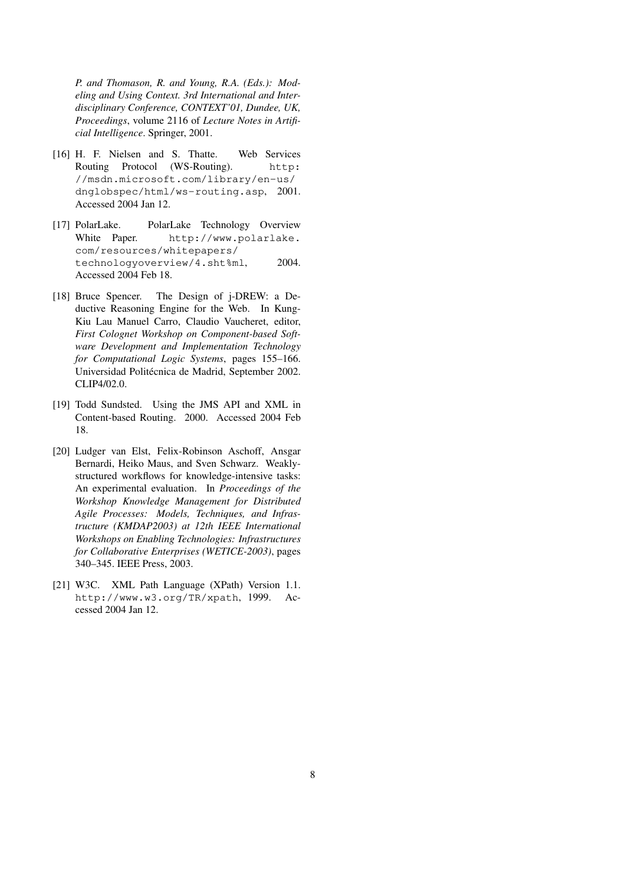*P. and Thomason, R. and Young, R.A. (Eds.): Modeling and Using Context. 3rd International and Interdisciplinary Conference, CONTEXT'01, Dundee, UK, Proceedings*, volume 2116 of *Lecture Notes in Artificial Intelligence*. Springer, 2001.

[16] H. F. Nielsen and S. Thatte. Web Services Routing Protocol (WS-Routing). http://msdn.microsoft.com/library/en-us/dnglobspec/html/ws-routing.asp, 2001. Accessed 2004 Jan 12.

[17] PolarLake. PolarLake Technology Overview White Paper. http://www.polarlake.com/resources/whitepapers/technologyoverview/4.sht%ml, 2004. Accessed 2004 Feb 18.

[18] Bruce Spencer. The Design of j-DREW: a Deductive Reasoning Engine for the Web. In Kung-Kiu Lau Manuel Carro, Claudio Vaucheret, editor, *First Colognet Workshop on Component-based Software Development and Implementation Technology for Computational Logic Systems*, pages 155–166. Universidad Politécnica de Madrid, September 2002. CLIP4/02.0.

[19] Todd Sundsted. Using the JMS API and XML in Content-based Routing. 2000. Accessed 2004 Feb 18.

[20] Ludger van Elst, Felix-Robinson Aschoff, Ansgar Bernardi, Heiko Maus, and Sven Schwarz. Weakly-structured workflows for knowledge-intensive tasks: An experimental evaluation. In *Proceedings of the Workshop Knowledge Management for Distributed Agile Processes: Models, Techniques, and Infrastructure (KMDAP2003) at 12th IEEE International Workshops on Enabling Technologies: Infrastructures for Collaborative Enterprises (WETICE-2003)*, pages 340–345. IEEE Press, 2003.

[21] W3C. XML Path Language (XPath) Version 1.1. http://www.w3.org/TR/xpath, 1999. Accessed 2004 Jan 12.